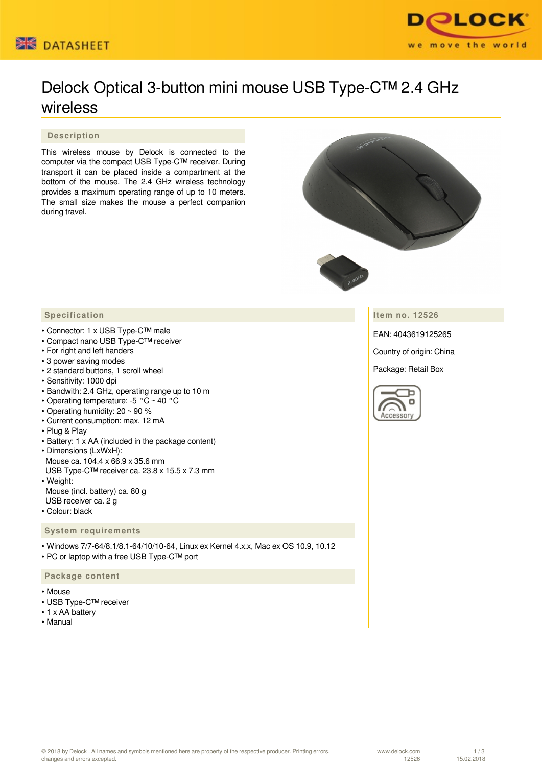DATASHEET

# Delock Optical 3-button mini mouse USB Type-C™ 2.4 GHz wireless

## Description

This wireless mouse by Delock is connected to the computer via the compact USB Type-C™ receiver. During transport it can be placed inside a compartment at the bottom of the mouse. The 2.4 GHz wireless technology provides a maximum operating range of up to 10 meters. The small size makes the mouse a perfect companion during travel.

## Specification

- Connector: 1 x USB Type-C™ male
- Compact nano USB Type-C™ receiver
- For right and left handers
- 3 power saving modes
- 2 standard buttons, 1 scroll wheel
- Sensitivity: 1000 dpi
- Bandwith: 2.4 GHz, operating range up to 10 m
- Operating temperature: -5 °C ~ 40 °C
- Operating humidity: 20 ~ 90 %
- Current consumption: max. 12 mA
- Plug & Play
- Battery: 1 x AA (included in the package content)
- Dimensions (LxWxH):
  Mouse ca. 104.4 x 66.9 x 35.6 mm
  USB Type-C™ receiver ca. 23.8 x 15.5 x 7.3 mm
- Weight:
  Mouse (incl. battery) ca. 80 g
  USB receiver ca. 2 g
- Colour: black

## System requirements

- Windows 7/7-64/8.1/8.1-64/10/10-64, Linux ex Kernel 4.x.x, Mac ex OS 10.9, 10.12
- PC or laptop with a free USB Type-C™ port

## Package content

- Mouse
- USB Type-C™ receiver
- 1 x AA battery
- Manual

## Item no. 12526

EAN: 4043619125265

Country of origin: China

Package: Retail Box

Accessory

© 2018 by Delock . All names and symbols mentioned here are property of the respective producer. Printing errors, changes and errors excepted.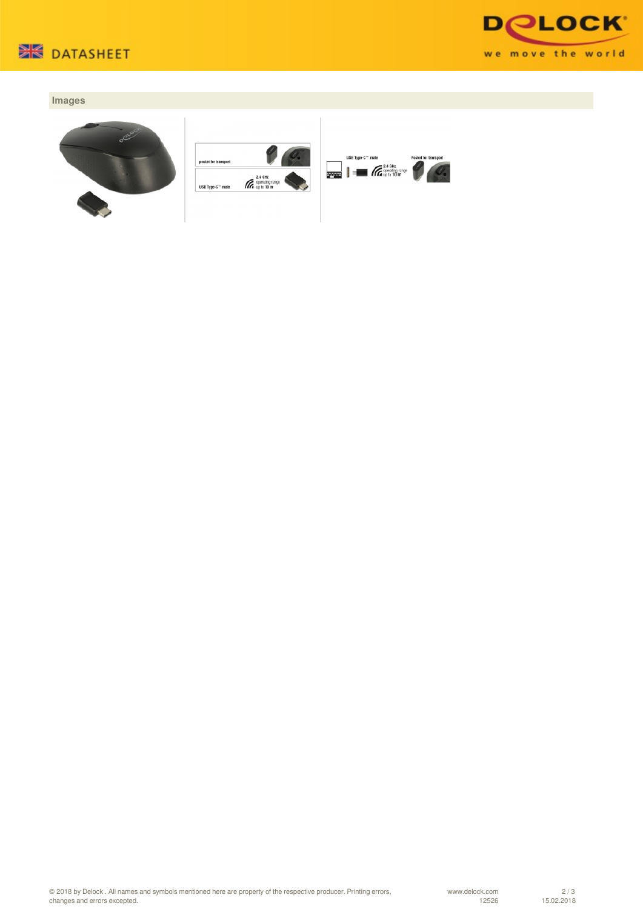## Images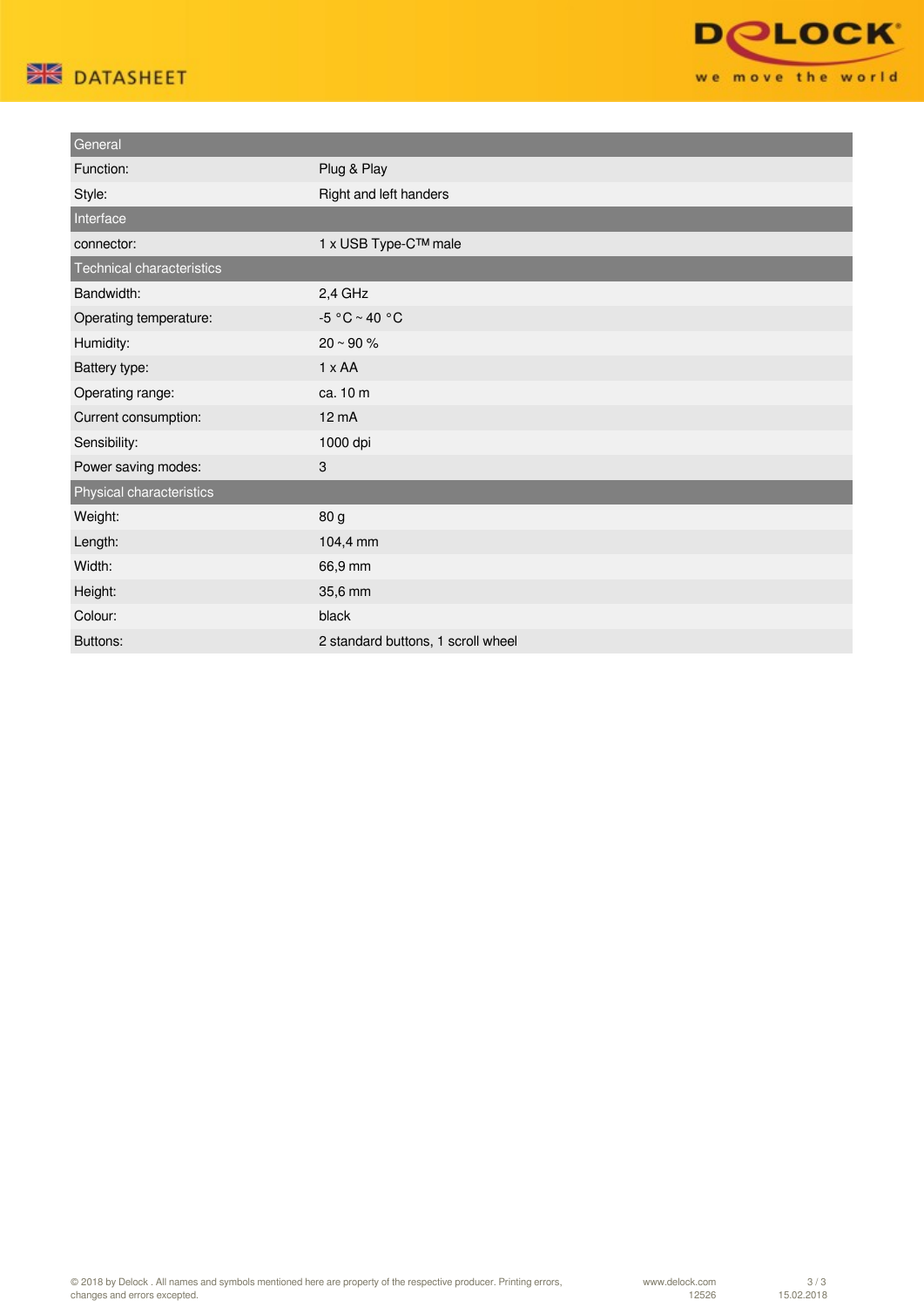| | |
|---|---|
| **General** | |
| Function: | Plug & Play |
| Style: | Right and left handers |
| **Interface** | |
| connector: | 1 x USB Type-C™ male |
| **Technical characteristics** | |
| Bandwidth: | 2,4 GHz |
| Operating temperature: | -5 °C ~ 40 °C |
| Humidity: | 20 ~ 90 % |
| Battery type: | 1 x AA |
| Operating range: | ca. 10 m |
| Current consumption: | 12 mA |
| Sensibility: | 1000 dpi |
| Power saving modes: | 3 |
| **Physical characteristics** | |
| Weight: | 80 g |
| Length: | 104,4 mm |
| Width: | 66,9 mm |
| Height: | 35,6 mm |
| Colour: | black |
| Buttons: | 2 standard buttons, 1 scroll wheel |

© 2018 by Delock . All names and symbols mentioned here are property of the respective producer. Printing errors, changes and errors excepted.

www.delock.com
12526
15.02.2018